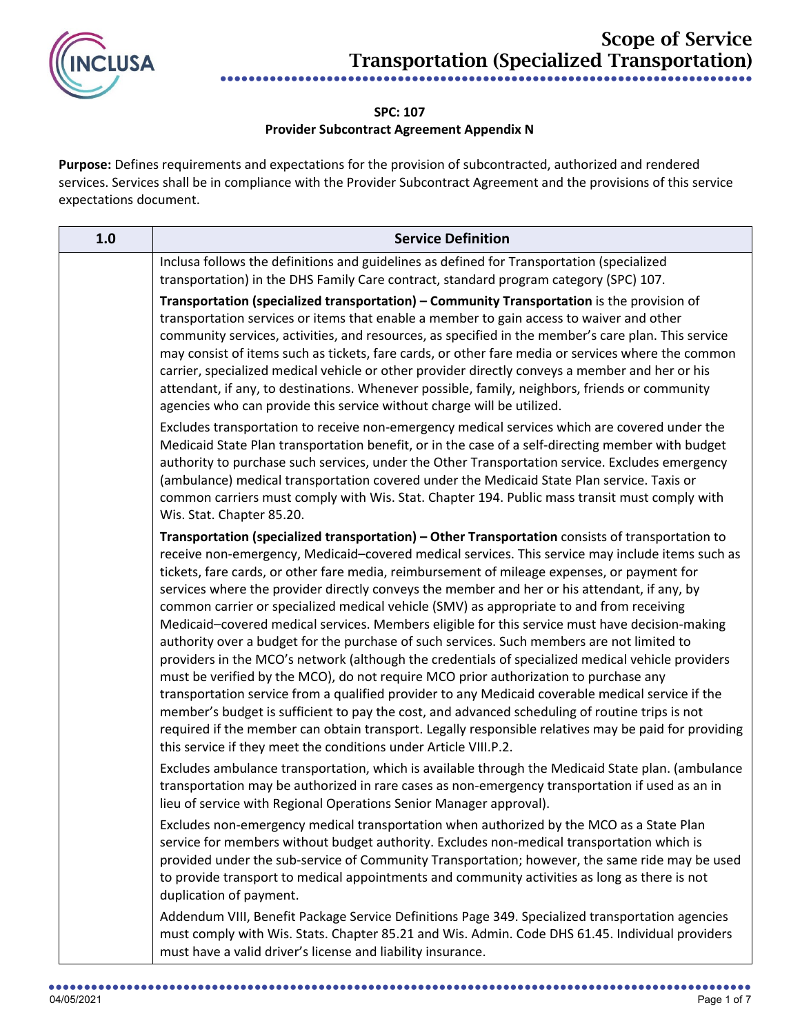# Scope of Service
# Transportation (Specialized Transportation)

**SPC: 107**
**Provider Subcontract Agreement Appendix N**

**Purpose:** Defines requirements and expectations for the provision of subcontracted, authorized and rendered services. Services shall be in compliance with the Provider Subcontract Agreement and the provisions of this service expectations document.

| 1.0 | Service Definition |
|---|---|
| | Inclusa follows the definitions and guidelines as defined for Transportation (specialized transportation) in the DHS Family Care contract, standard program category (SPC) 107.<br><br>**Transportation (specialized transportation) – Community Transportation** is the provision of transportation services or items that enable a member to gain access to waiver and other community services, activities, and resources, as specified in the member's care plan. This service may consist of items such as tickets, fare cards, or other fare media or services where the common carrier, specialized medical vehicle or other provider directly conveys a member and her or his attendant, if any, to destinations. Whenever possible, family, neighbors, friends or community agencies who can provide this service without charge will be utilized.<br><br>Excludes transportation to receive non-emergency medical services which are covered under the Medicaid State Plan transportation benefit, or in the case of a self-directing member with budget authority to purchase such services, under the Other Transportation service. Excludes emergency (ambulance) medical transportation covered under the Medicaid State Plan service. Taxis or common carriers must comply with Wis. Stat. Chapter 194. Public mass transit must comply with Wis. Stat. Chapter 85.20.<br><br>**Transportation (specialized transportation) – Other Transportation** consists of transportation to receive non-emergency, Medicaid–covered medical services. This service may include items such as tickets, fare cards, or other fare media, reimbursement of mileage expenses, or payment for services where the provider directly conveys the member and her or his attendant, if any, by common carrier or specialized medical vehicle (SMV) as appropriate to and from receiving Medicaid–covered medical services. Members eligible for this service must have decision-making authority over a budget for the purchase of such services. Such members are not limited to providers in the MCO's network (although the credentials of specialized medical vehicle providers must be verified by the MCO), do not require MCO prior authorization to purchase any transportation service from a qualified provider to any Medicaid coverable medical service if the member's budget is sufficient to pay the cost, and advanced scheduling of routine trips is not required if the member can obtain transport. Legally responsible relatives may be paid for providing this service if they meet the conditions under Article VIII.P.2.<br><br>Excludes ambulance transportation, which is available through the Medicaid State plan. (ambulance transportation may be authorized in rare cases as non-emergency transportation if used as an in lieu of service with Regional Operations Senior Manager approval).<br><br>Excludes non-emergency medical transportation when authorized by the MCO as a State Plan service for members without budget authority. Excludes non-medical transportation which is provided under the sub-service of Community Transportation; however, the same ride may be used to provide transport to medical appointments and community activities as long as there is not duplication of payment.<br><br>Addendum VIII, Benefit Package Service Definitions Page 349. Specialized transportation agencies must comply with Wis. Stats. Chapter 85.21 and Wis. Admin. Code DHS 61.45. Individual providers must have a valid driver's license and liability insurance. |

04/05/2021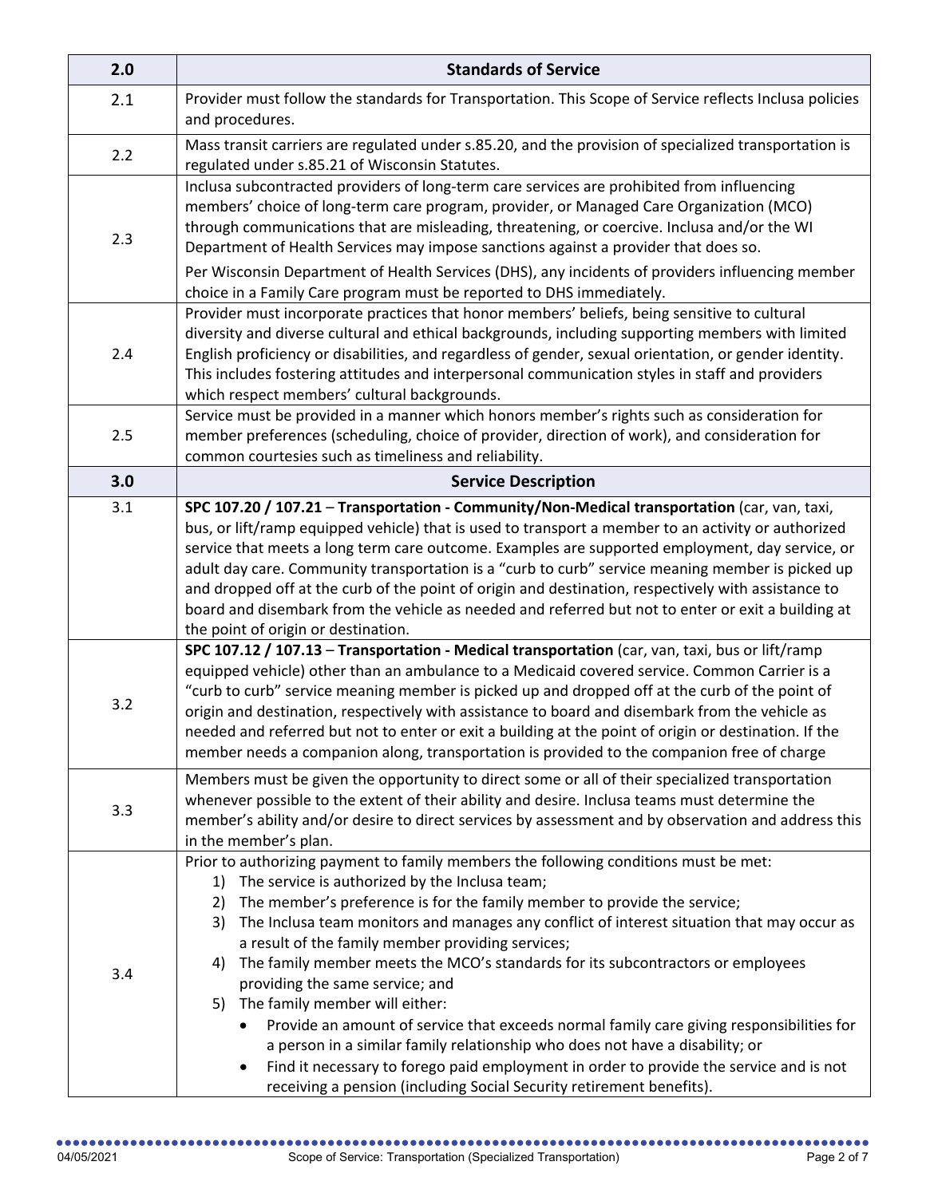| 2.0 | Standards of Service |
|---|---|
| 2.1 | Provider must follow the standards for Transportation. This Scope of Service reflects Inclusa policies and procedures. |
| 2.2 | Mass transit carriers are regulated under s.85.20, and the provision of specialized transportation is regulated under s.85.21 of Wisconsin Statutes. |
| 2.3 | Inclusa subcontracted providers of long-term care services are prohibited from influencing members' choice of long-term care program, provider, or Managed Care Organization (MCO) through communications that are misleading, threatening, or coercive. Inclusa and/or the WI Department of Health Services may impose sanctions against a provider that does so.<br><br>Per Wisconsin Department of Health Services (DHS), any incidents of providers influencing member choice in a Family Care program must be reported to DHS immediately. |
| 2.4 | Provider must incorporate practices that honor members' beliefs, being sensitive to cultural diversity and diverse cultural and ethical backgrounds, including supporting members with limited English proficiency or disabilities, and regardless of gender, sexual orientation, or gender identity. This includes fostering attitudes and interpersonal communication styles in staff and providers which respect members' cultural backgrounds. |
| 2.5 | Service must be provided in a manner which honors member's rights such as consideration for member preferences (scheduling, choice of provider, direction of work), and consideration for common courtesies such as timeliness and reliability. |
| **3.0** | **Service Description** |
| 3.1 | **SPC 107.20 / 107.21** – **Transportation - Community/Non-Medical transportation** (car, van, taxi, bus, or lift/ramp equipped vehicle) that is used to transport a member to an activity or authorized service that meets a long term care outcome. Examples are supported employment, day service, or adult day care. Community transportation is a "curb to curb" service meaning member is picked up and dropped off at the curb of the point of origin and destination, respectively with assistance to board and disembark from the vehicle as needed and referred but not to enter or exit a building at the point of origin or destination. |
| 3.2 | **SPC 107.12 / 107.13** – **Transportation - Medical transportation** (car, van, taxi, bus or lift/ramp equipped vehicle) other than an ambulance to a Medicaid covered service. Common Carrier is a "curb to curb" service meaning member is picked up and dropped off at the curb of the point of origin and destination, respectively with assistance to board and disembark from the vehicle as needed and referred but not to enter or exit a building at the point of origin or destination. If the member needs a companion along, transportation is provided to the companion free of charge |
| 3.3 | Members must be given the opportunity to direct some or all of their specialized transportation whenever possible to the extent of their ability and desire. Inclusa teams must determine the member's ability and/or desire to direct services by assessment and by observation and address this in the member's plan. |
| 3.4 | Prior to authorizing payment to family members the following conditions must be met:<br>1) The service is authorized by the Inclusa team;<br>2) The member's preference is for the family member to provide the service;<br>3) The Inclusa team monitors and manages any conflict of interest situation that may occur as a result of the family member providing services;<br>4) The family member meets the MCO's standards for its subcontractors or employees providing the same service; and<br>5) The family member will either:<br>• Provide an amount of service that exceeds normal family care giving responsibilities for a person in a similar family relationship who does not have a disability; or<br>• Find it necessary to forego paid employment in order to provide the service and is not receiving a pension (including Social Security retirement benefits). |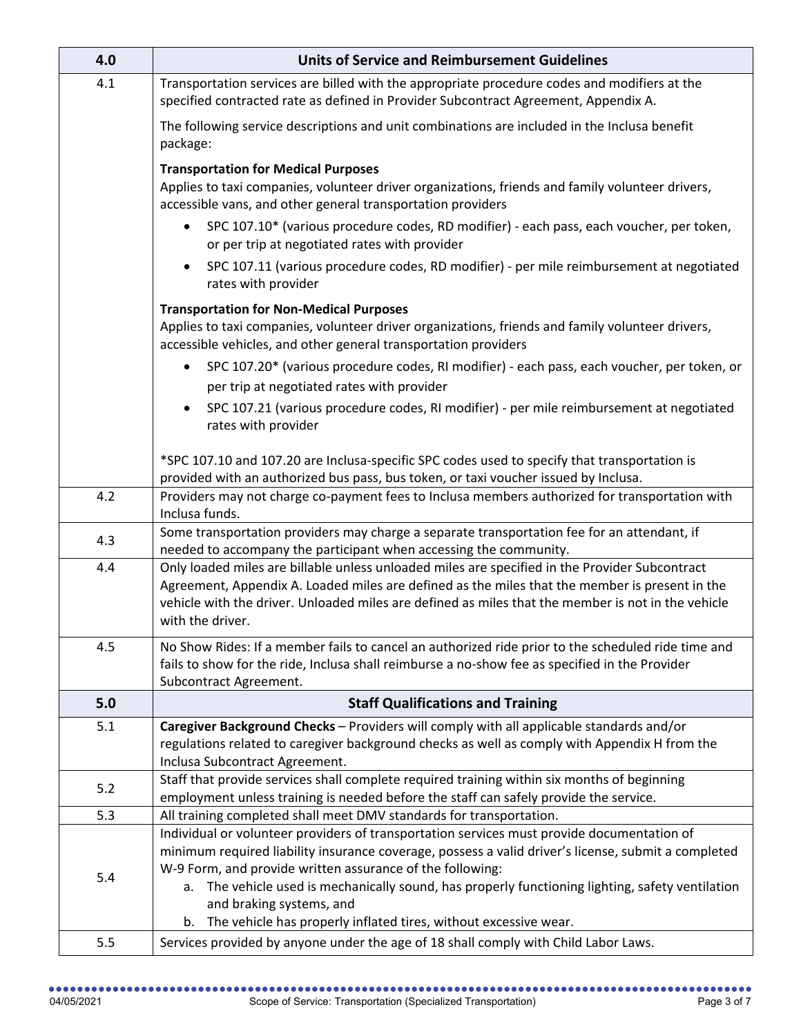| 4.0 | Units of Service and Reimbursement Guidelines |
|---|---|
| 4.1 | Transportation services are billed with the appropriate procedure codes and modifiers at the specified contracted rate as defined in Provider Subcontract Agreement, Appendix A.<br><br>The following service descriptions and unit combinations are included in the Inclusa benefit package:<br><br>**Transportation for Medical Purposes**<br>Applies to taxi companies, volunteer driver organizations, friends and family volunteer drivers, accessible vans, and other general transportation providers<br>• SPC 107.10* (various procedure codes, RD modifier) - each pass, each voucher, per token, or per trip at negotiated rates with provider<br>• SPC 107.11 (various procedure codes, RD modifier) - per mile reimbursement at negotiated rates with provider<br><br>**Transportation for Non-Medical Purposes**<br>Applies to taxi companies, volunteer driver organizations, friends and family volunteer drivers, accessible vehicles, and other general transportation providers<br>• SPC 107.20* (various procedure codes, RI modifier) - each pass, each voucher, per token, or per trip at negotiated rates with provider<br>• SPC 107.21 (various procedure codes, RI modifier) - per mile reimbursement at negotiated rates with provider<br><br>*SPC 107.10 and 107.20 are Inclusa-specific SPC codes used to specify that transportation is provided with an authorized bus pass, bus token, or taxi voucher issued by Inclusa. |
| 4.2 | Providers may not charge co-payment fees to Inclusa members authorized for transportation with Inclusa funds. |
| 4.3 | Some transportation providers may charge a separate transportation fee for an attendant, if needed to accompany the participant when accessing the community. |
| 4.4 | Only loaded miles are billable unless unloaded miles are specified in the Provider Subcontract Agreement, Appendix A. Loaded miles are defined as the miles that the member is present in the vehicle with the driver. Unloaded miles are defined as miles that the member is not in the vehicle with the driver. |
| 4.5 | No Show Rides: If a member fails to cancel an authorized ride prior to the scheduled ride time and fails to show for the ride, Inclusa shall reimburse a no-show fee as specified in the Provider Subcontract Agreement. |
| **5.0** | **Staff Qualifications and Training** |
| 5.1 | **Caregiver Background Checks** – Providers will comply with all applicable standards and/or regulations related to caregiver background checks as well as comply with Appendix H from the Inclusa Subcontract Agreement. |
| 5.2 | Staff that provide services shall complete required training within six months of beginning employment unless training is needed before the staff can safely provide the service. |
| 5.3 | All training completed shall meet DMV standards for transportation. |
| 5.4 | Individual or volunteer providers of transportation services must provide documentation of minimum required liability insurance coverage, possess a valid driver's license, submit a completed W-9 Form, and provide written assurance of the following:<br>a. The vehicle used is mechanically sound, has properly functioning lighting, safety ventilation and braking systems, and<br>b. The vehicle has properly inflated tires, without excessive wear. |
| 5.5 | Services provided by anyone under the age of 18 shall comply with Child Labor Laws. |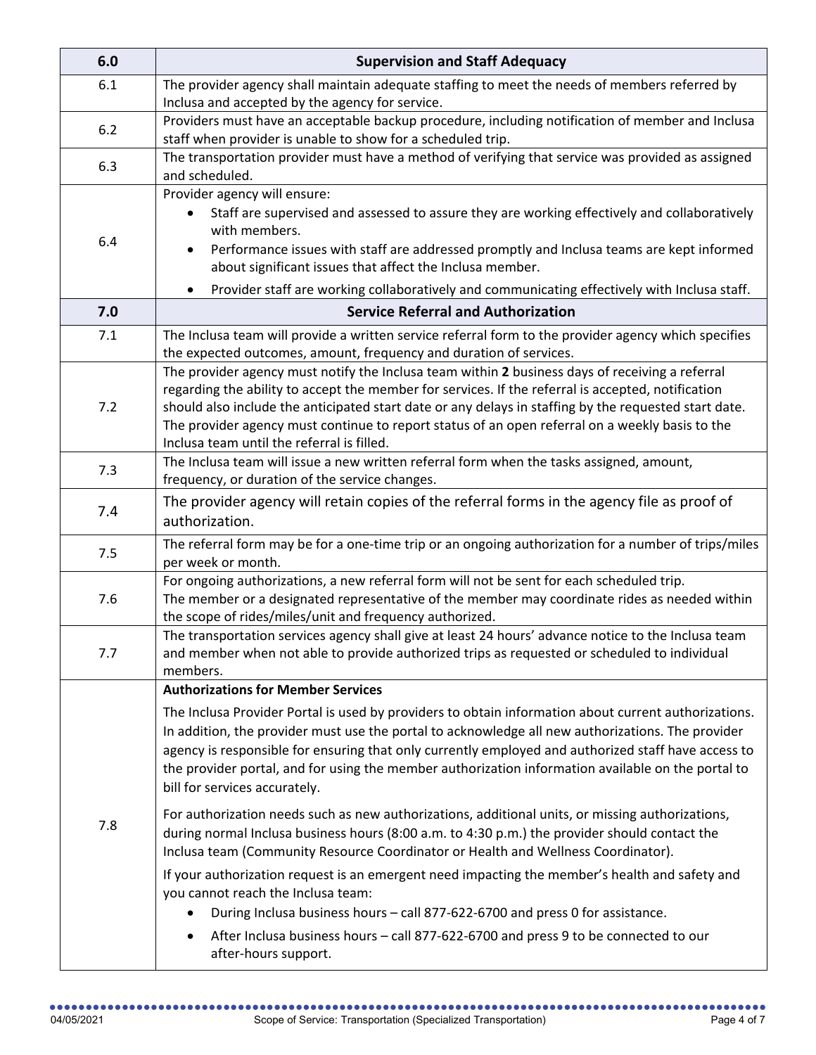| 6.0 | Supervision and Staff Adequacy |
|---|---|
| 6.1 | The provider agency shall maintain adequate staffing to meet the needs of members referred by Inclusa and accepted by the agency for service. |
| 6.2 | Providers must have an acceptable backup procedure, including notification of member and Inclusa staff when provider is unable to show for a scheduled trip. |
| 6.3 | The transportation provider must have a method of verifying that service was provided as assigned and scheduled. |
| 6.4 | Provider agency will ensure:<br>• Staff are supervised and assessed to assure they are working effectively and collaboratively with members.<br>• Performance issues with staff are addressed promptly and Inclusa teams are kept informed about significant issues that affect the Inclusa member.<br>• Provider staff are working collaboratively and communicating effectively with Inclusa staff. |
| **7.0** | **Service Referral and Authorization** |
| 7.1 | The Inclusa team will provide a written service referral form to the provider agency which specifies the expected outcomes, amount, frequency and duration of services. |
| 7.2 | The provider agency must notify the Inclusa team within **2** business days of receiving a referral regarding the ability to accept the member for services. If the referral is accepted, notification should also include the anticipated start date or any delays in staffing by the requested start date. The provider agency must continue to report status of an open referral on a weekly basis to the Inclusa team until the referral is filled. |
| 7.3 | The Inclusa team will issue a new written referral form when the tasks assigned, amount, frequency, or duration of the service changes. |
| 7.4 | The provider agency will retain copies of the referral forms in the agency file as proof of authorization. |
| 7.5 | The referral form may be for a one-time trip or an ongoing authorization for a number of trips/miles per week or month. |
| 7.6 | For ongoing authorizations, a new referral form will not be sent for each scheduled trip.<br>The member or a designated representative of the member may coordinate rides as needed within the scope of rides/miles/unit and frequency authorized. |
| 7.7 | The transportation services agency shall give at least 24 hours' advance notice to the Inclusa team and member when not able to provide authorized trips as requested or scheduled to individual members. |
| 7.8 | **Authorizations for Member Services**<br><br>The Inclusa Provider Portal is used by providers to obtain information about current authorizations. In addition, the provider must use the portal to acknowledge all new authorizations. The provider agency is responsible for ensuring that only currently employed and authorized staff have access to the provider portal, and for using the member authorization information available on the portal to bill for services accurately.<br><br>For authorization needs such as new authorizations, additional units, or missing authorizations, during normal Inclusa business hours (8:00 a.m. to 4:30 p.m.) the provider should contact the Inclusa team (Community Resource Coordinator or Health and Wellness Coordinator).<br><br>If your authorization request is an emergent need impacting the member's health and safety and you cannot reach the Inclusa team:<br>• During Inclusa business hours – call 877-622-6700 and press 0 for assistance.<br>• After Inclusa business hours – call 877-622-6700 and press 9 to be connected to our after-hours support. |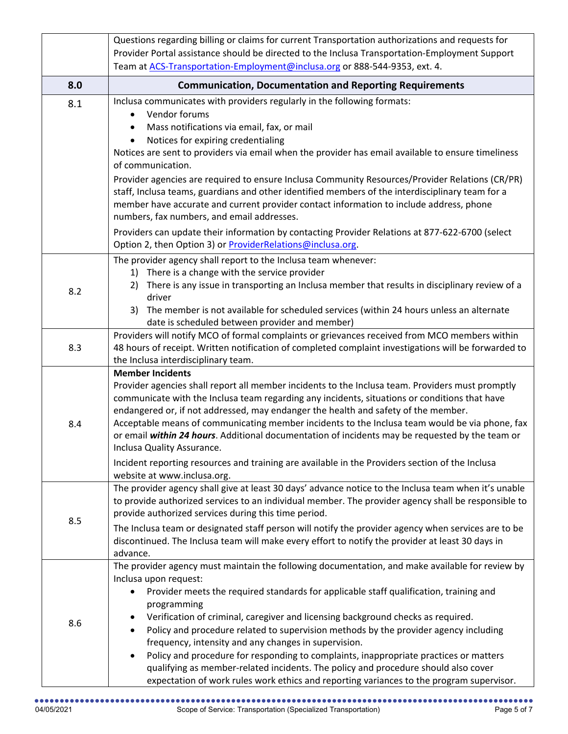| | |
|---|---|
| | Questions regarding billing or claims for current Transportation authorizations and requests for Provider Portal assistance should be directed to the Inclusa Transportation-Employment Support Team at ACS-Transportation-Employment@inclusa.org or 888-544-9353, ext. 4. |
| **8.0** | **Communication, Documentation and Reporting Requirements** |
| 8.1 | Inclusa communicates with providers regularly in the following formats:<br>• Vendor forums<br>• Mass notifications via email, fax, or mail<br>• Notices for expiring credentialing<br>Notices are sent to providers via email when the provider has email available to ensure timeliness of communication.<br>Provider agencies are required to ensure Inclusa Community Resources/Provider Relations (CR/PR) staff, Inclusa teams, guardians and other identified members of the interdisciplinary team for a member have accurate and current provider contact information to include address, phone numbers, fax numbers, and email addresses.<br>Providers can update their information by contacting Provider Relations at 877-622-6700 (select Option 2, then Option 3) or ProviderRelations@inclusa.org. |
| 8.2 | The provider agency shall report to the Inclusa team whenever:<br>1) There is a change with the service provider<br>2) There is any issue in transporting an Inclusa member that results in disciplinary review of a driver<br>3) The member is not available for scheduled services (within 24 hours unless an alternate date is scheduled between provider and member) |
| 8.3 | Providers will notify MCO of formal complaints or grievances received from MCO members within 48 hours of receipt. Written notification of completed complaint investigations will be forwarded to the Inclusa interdisciplinary team. |
| 8.4 | **Member Incidents**<br>Provider agencies shall report all member incidents to the Inclusa team. Providers must promptly communicate with the Inclusa team regarding any incidents, situations or conditions that have endangered or, if not addressed, may endanger the health and safety of the member.<br>Acceptable means of communicating member incidents to the Inclusa team would be via phone, fax or email ***within 24 hours***. Additional documentation of incidents may be requested by the team or Inclusa Quality Assurance.<br>Incident reporting resources and training are available in the Providers section of the Inclusa website at www.inclusa.org. |
| 8.5 | The provider agency shall give at least 30 days' advance notice to the Inclusa team when it's unable to provide authorized services to an individual member. The provider agency shall be responsible to provide authorized services during this time period.<br>The Inclusa team or designated staff person will notify the provider agency when services are to be discontinued. The Inclusa team will make every effort to notify the provider at least 30 days in advance. |
| 8.6 | The provider agency must maintain the following documentation, and make available for review by Inclusa upon request:<br>• Provider meets the required standards for applicable staff qualification, training and programming<br>• Verification of criminal, caregiver and licensing background checks as required.<br>• Policy and procedure related to supervision methods by the provider agency including frequency, intensity and any changes in supervision.<br>• Policy and procedure for responding to complaints, inappropriate practices or matters qualifying as member-related incidents. The policy and procedure should also cover expectation of work rules work ethics and reporting variances to the program supervisor. |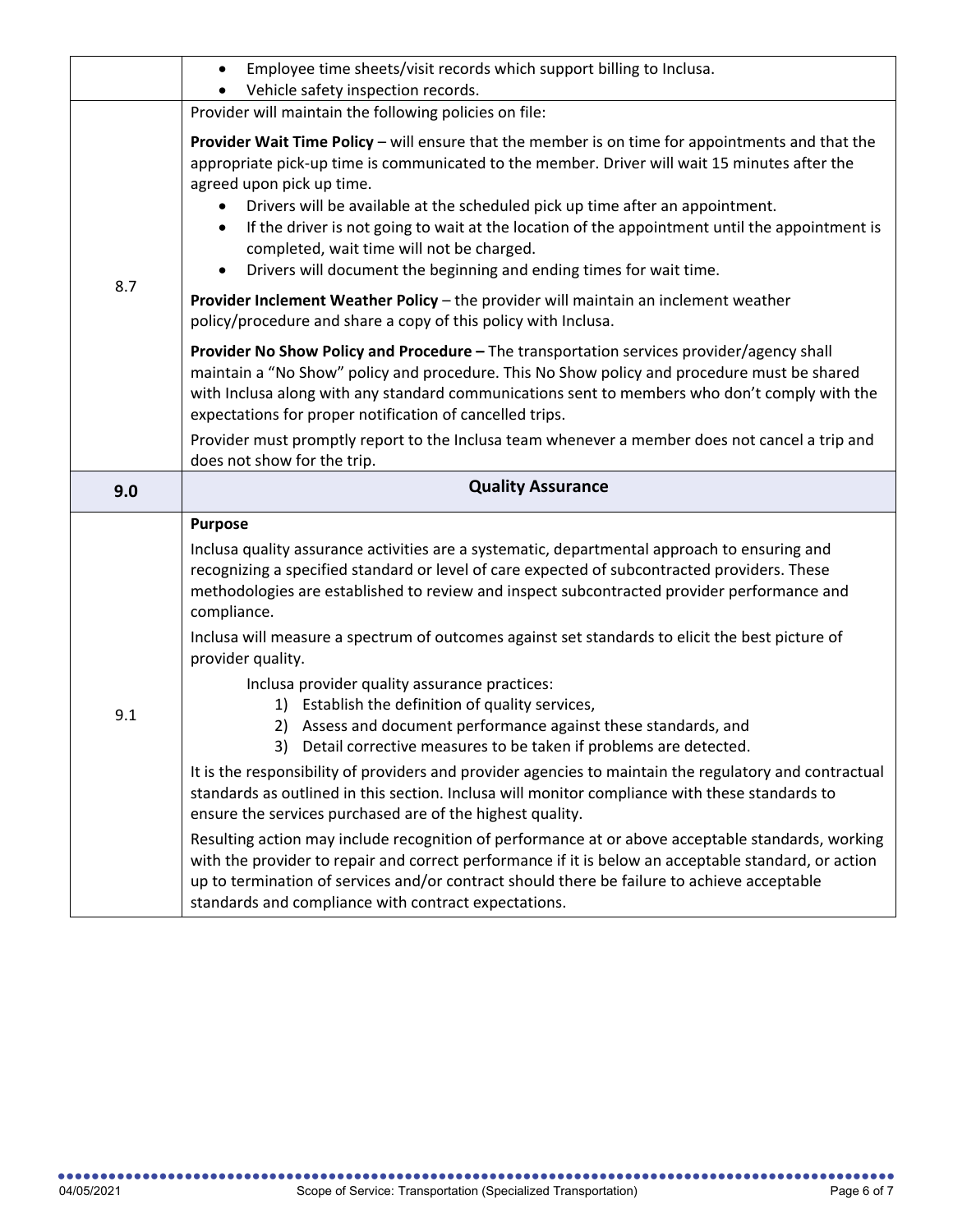| | |
|---|---|
| | • Employee time sheets/visit records which support billing to Inclusa.<br>• Vehicle safety inspection records. |
| 8.7 | Provider will maintain the following policies on file:<br><br>**Provider Wait Time Policy** – will ensure that the member is on time for appointments and that the appropriate pick-up time is communicated to the member. Driver will wait 15 minutes after the agreed upon pick up time.<br>• Drivers will be available at the scheduled pick up time after an appointment.<br>• If the driver is not going to wait at the location of the appointment until the appointment is completed, wait time will not be charged.<br>• Drivers will document the beginning and ending times for wait time.<br><br>**Provider Inclement Weather Policy** – the provider will maintain an inclement weather policy/procedure and share a copy of this policy with Inclusa.<br><br>**Provider No Show Policy and Procedure –** The transportation services provider/agency shall maintain a "No Show" policy and procedure. This No Show policy and procedure must be shared with Inclusa along with any standard communications sent to members who don't comply with the expectations for proper notification of cancelled trips.<br><br>Provider must promptly report to the Inclusa team whenever a member does not cancel a trip and does not show for the trip. |
| **9.0** | **Quality Assurance** |
| 9.1 | **Purpose**<br><br>Inclusa quality assurance activities are a systematic, departmental approach to ensuring and recognizing a specified standard or level of care expected of subcontracted providers. These methodologies are established to review and inspect subcontracted provider performance and compliance.<br><br>Inclusa will measure a spectrum of outcomes against set standards to elicit the best picture of provider quality.<br><br>Inclusa provider quality assurance practices:<br>1) Establish the definition of quality services,<br>2) Assess and document performance against these standards, and<br>3) Detail corrective measures to be taken if problems are detected.<br><br>It is the responsibility of providers and provider agencies to maintain the regulatory and contractual standards as outlined in this section. Inclusa will monitor compliance with these standards to ensure the services purchased are of the highest quality.<br><br>Resulting action may include recognition of performance at or above acceptable standards, working with the provider to repair and correct performance if it is below an acceptable standard, or action up to termination of services and/or contract should there be failure to achieve acceptable standards and compliance with contract expectations. |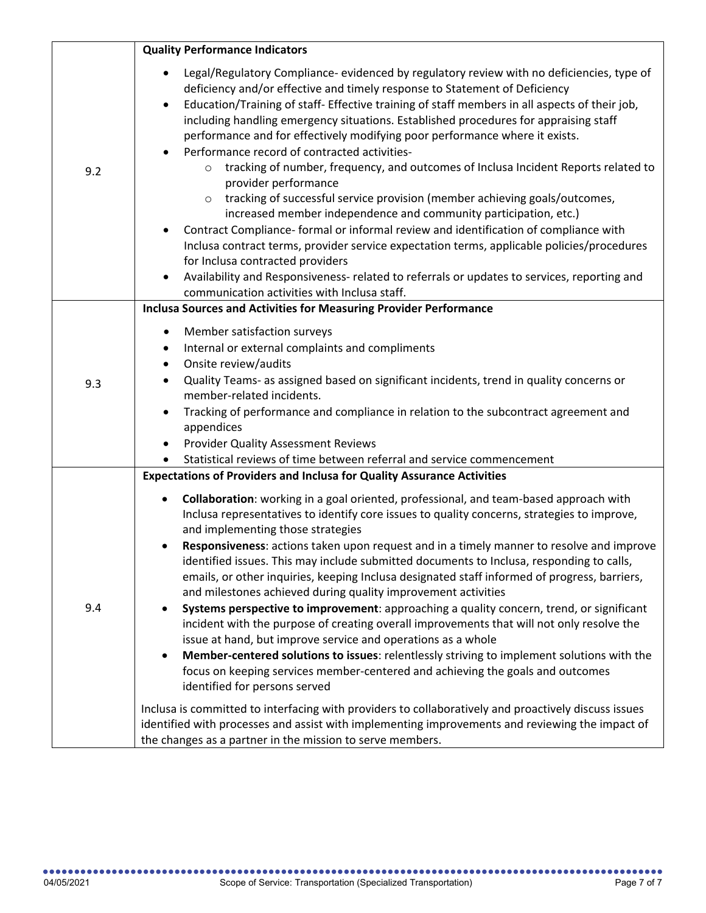| | |
|---|---|
| 9.2 | **Quality Performance Indicators**<br><br>• Legal/Regulatory Compliance- evidenced by regulatory review with no deficiencies, type of deficiency and/or effective and timely response to Statement of Deficiency<br>• Education/Training of staff- Effective training of staff members in all aspects of their job, including handling emergency situations. Established procedures for appraising staff performance and for effectively modifying poor performance where it exists.<br>• Performance record of contracted activities-<br>&nbsp;&nbsp;&nbsp;&nbsp;○ tracking of number, frequency, and outcomes of Inclusa Incident Reports related to provider performance<br>&nbsp;&nbsp;&nbsp;&nbsp;○ tracking of successful service provision (member achieving goals/outcomes, increased member independence and community participation, etc.)<br>• Contract Compliance- formal or informal review and identification of compliance with Inclusa contract terms, provider service expectation terms, applicable policies/procedures for Inclusa contracted providers<br>• Availability and Responsiveness- related to referrals or updates to services, reporting and communication activities with Inclusa staff. |
| 9.3 | **Inclusa Sources and Activities for Measuring Provider Performance**<br><br>• Member satisfaction surveys<br>• Internal or external complaints and compliments<br>• Onsite review/audits<br>• Quality Teams- as assigned based on significant incidents, trend in quality concerns or member-related incidents.<br>• Tracking of performance and compliance in relation to the subcontract agreement and appendices<br>• Provider Quality Assessment Reviews<br>• Statistical reviews of time between referral and service commencement |
| 9.4 | **Expectations of Providers and Inclusa for Quality Assurance Activities**<br><br>• **Collaboration**: working in a goal oriented, professional, and team-based approach with Inclusa representatives to identify core issues to quality concerns, strategies to improve, and implementing those strategies<br>• **Responsiveness**: actions taken upon request and in a timely manner to resolve and improve identified issues. This may include submitted documents to Inclusa, responding to calls, emails, or other inquiries, keeping Inclusa designated staff informed of progress, barriers, and milestones achieved during quality improvement activities<br>• **Systems perspective to improvement**: approaching a quality concern, trend, or significant incident with the purpose of creating overall improvements that will not only resolve the issue at hand, but improve service and operations as a whole<br>• **Member-centered solutions to issues**: relentlessly striving to implement solutions with the focus on keeping services member-centered and achieving the goals and outcomes identified for persons served<br><br>Inclusa is committed to interfacing with providers to collaboratively and proactively discuss issues identified with processes and assist with implementing improvements and reviewing the impact of the changes as a partner in the mission to serve members. |